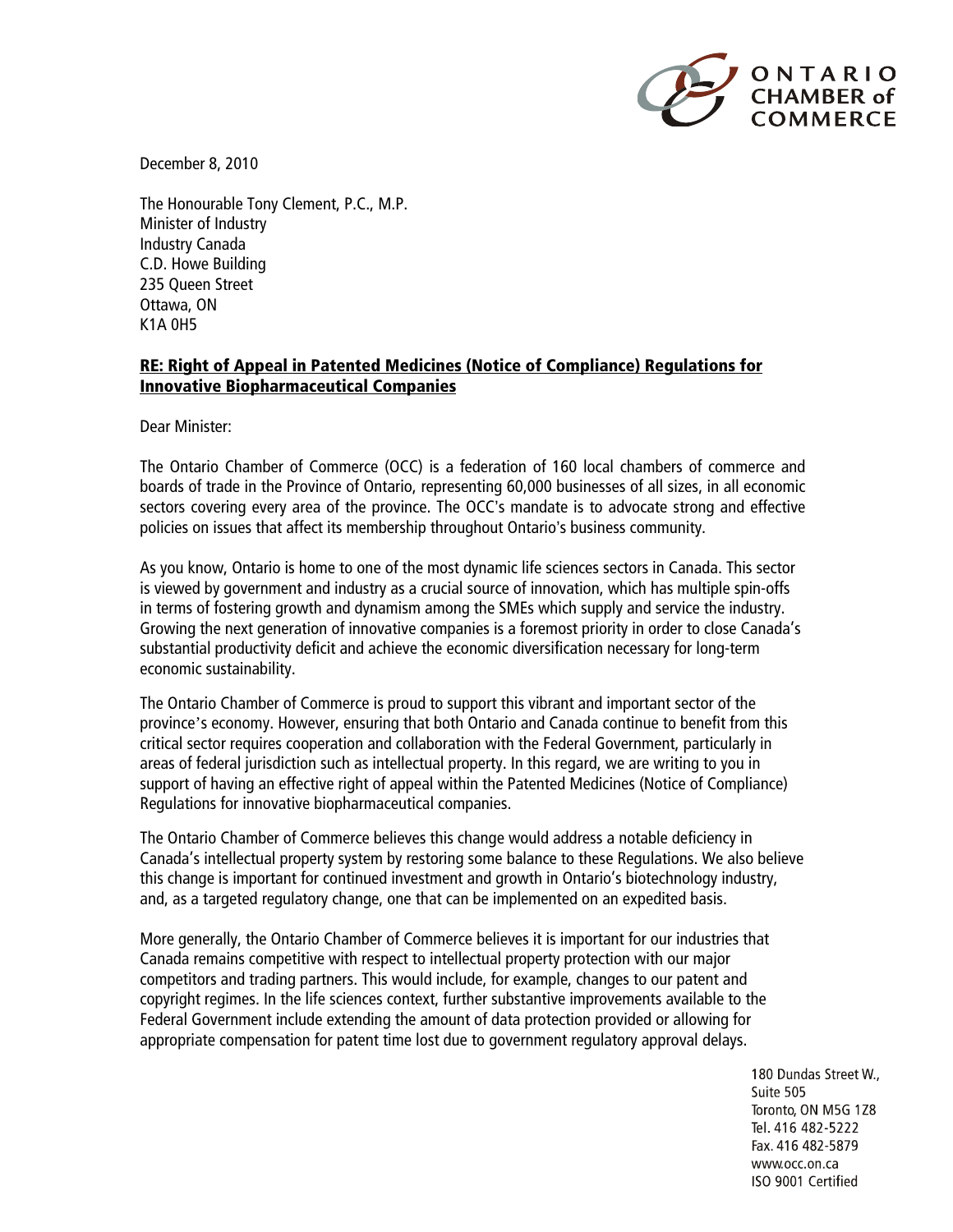ONTARIO CHAMBER of COMMERCE

December 8, 2010

The Honourable Tony Clement, P.C., M.P.
Minister of Industry
Industry Canada
C.D. Howe Building
235 Queen Street
Ottawa, ON
K1A 0H5

**RE: Right of Appeal in Patented Medicines (Notice of Compliance) Regulations for Innovative Biopharmaceutical Companies**

Dear Minister:

The Ontario Chamber of Commerce (OCC) is a federation of 160 local chambers of commerce and boards of trade in the Province of Ontario, representing 60,000 businesses of all sizes, in all economic sectors covering every area of the province. The OCC's mandate is to advocate strong and effective policies on issues that affect its membership throughout Ontario's business community.

As you know, Ontario is home to one of the most dynamic life sciences sectors in Canada. This sector is viewed by government and industry as a crucial source of innovation, which has multiple spin-offs in terms of fostering growth and dynamism among the SMEs which supply and service the industry. Growing the next generation of innovative companies is a foremost priority in order to close Canada's substantial productivity deficit and achieve the economic diversification necessary for long-term economic sustainability.

The Ontario Chamber of Commerce is proud to support this vibrant and important sector of the province's economy. However, ensuring that both Ontario and Canada continue to benefit from this critical sector requires cooperation and collaboration with the Federal Government, particularly in areas of federal jurisdiction such as intellectual property. In this regard, we are writing to you in support of having an effective right of appeal within the Patented Medicines (Notice of Compliance) Regulations for innovative biopharmaceutical companies.

The Ontario Chamber of Commerce believes this change would address a notable deficiency in Canada's intellectual property system by restoring some balance to these Regulations. We also believe this change is important for continued investment and growth in Ontario's biotechnology industry, and, as a targeted regulatory change, one that can be implemented on an expedited basis.

More generally, the Ontario Chamber of Commerce believes it is important for our industries that Canada remains competitive with respect to intellectual property protection with our major competitors and trading partners. This would include, for example, changes to our patent and copyright regimes. In the life sciences context, further substantive improvements available to the Federal Government include extending the amount of data protection provided or allowing for appropriate compensation for patent time lost due to government regulatory approval delays.

180 Dundas Street W.,
Suite 505
Toronto, ON M5G 1Z8
Tel. 416 482-5222
Fax. 416 482-5879
www.occ.on.ca
ISO 9001 Certified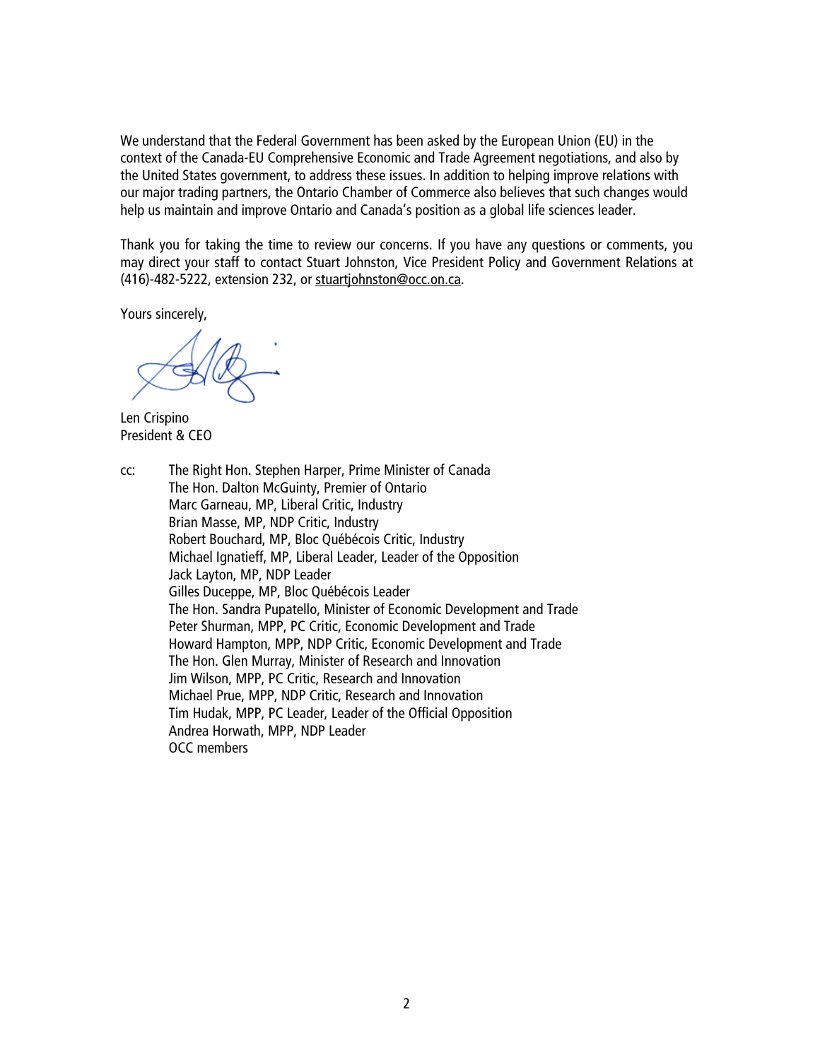We understand that the Federal Government has been asked by the European Union (EU) in the context of the Canada-EU Comprehensive Economic and Trade Agreement negotiations, and also by the United States government, to address these issues. In addition to helping improve relations with our major trading partners, the Ontario Chamber of Commerce also believes that such changes would help us maintain and improve Ontario and Canada's position as a global life sciences leader.

Thank you for taking the time to review our concerns. If you have any questions or comments, you may direct your staff to contact Stuart Johnston, Vice President Policy and Government Relations at (416)-482-5222, extension 232, or stuartjohnston@occ.on.ca.

Yours sincerely,

Len Crispino
President & CEO

cc: The Right Hon. Stephen Harper, Prime Minister of Canada
The Hon. Dalton McGuinty, Premier of Ontario
Marc Garneau, MP, Liberal Critic, Industry
Brian Masse, MP, NDP Critic, Industry
Robert Bouchard, MP, Bloc Québécois Critic, Industry
Michael Ignatieff, MP, Liberal Leader, Leader of the Opposition
Jack Layton, MP, NDP Leader
Gilles Duceppe, MP, Bloc Québécois Leader
The Hon. Sandra Pupatello, Minister of Economic Development and Trade
Peter Shurman, MPP, PC Critic, Economic Development and Trade
Howard Hampton, MPP, NDP Critic, Economic Development and Trade
The Hon. Glen Murray, Minister of Research and Innovation
Jim Wilson, MPP, PC Critic, Research and Innovation
Michael Prue, MPP, NDP Critic, Research and Innovation
Tim Hudak, MPP, PC Leader, Leader of the Official Opposition
Andrea Horwath, MPP, NDP Leader
OCC members